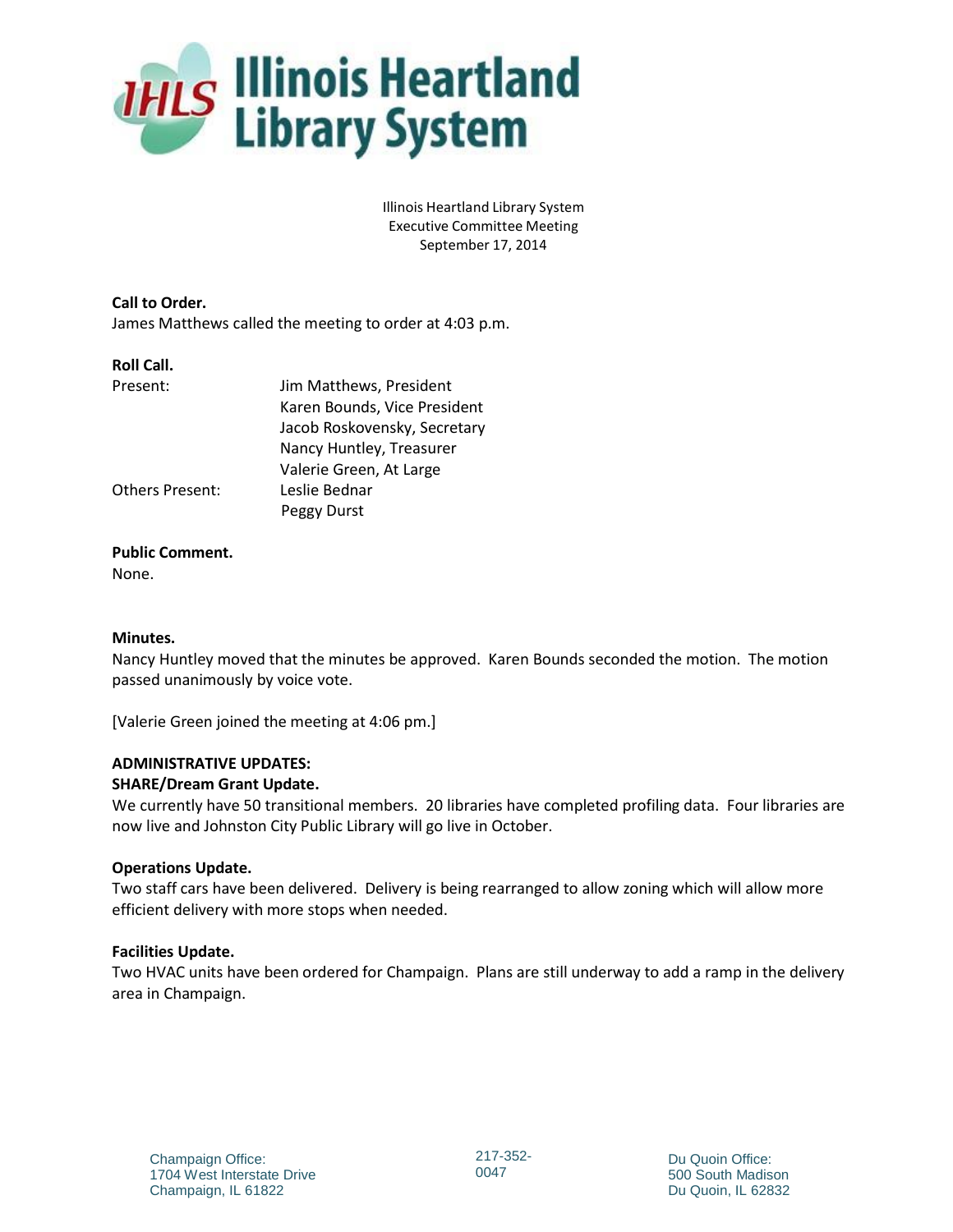# Illinois Heartland Library System

Illinois Heartland Library System
Executive Committee Meeting
September 17, 2014

**Call to Order.**
James Matthews called the meeting to order at 4:03 p.m.

**Roll Call.**

| | |
|---|---|
| Present: | Jim Matthews, President |
| | Karen Bounds, Vice President |
| | Jacob Roskovensky, Secretary |
| | Nancy Huntley, Treasurer |
| | Valerie Green, At Large |
| Others Present: | Leslie Bednar |
| | Peggy Durst |

**Public Comment.**
None.

**Minutes.**
Nancy Huntley moved that the minutes be approved. Karen Bounds seconded the motion. The motion passed unanimously by voice vote.

[Valerie Green joined the meeting at 4:06 pm.]

**ADMINISTRATIVE UPDATES:**

**SHARE/Dream Grant Update.**
We currently have 50 transitional members. 20 libraries have completed profiling data. Four libraries are now live and Johnston City Public Library will go live in October.

**Operations Update.**
Two staff cars have been delivered. Delivery is being rearranged to allow zoning which will allow more efficient delivery with more stops when needed.

**Facilities Update.**
Two HVAC units have been ordered for Champaign. Plans are still underway to add a ramp in the delivery area in Champaign.

Champaign Office:
1704 West Interstate Drive
Champaign, IL 61822

217-352-0047

Du Quoin Office:
500 South Madison
Du Quoin, IL 62832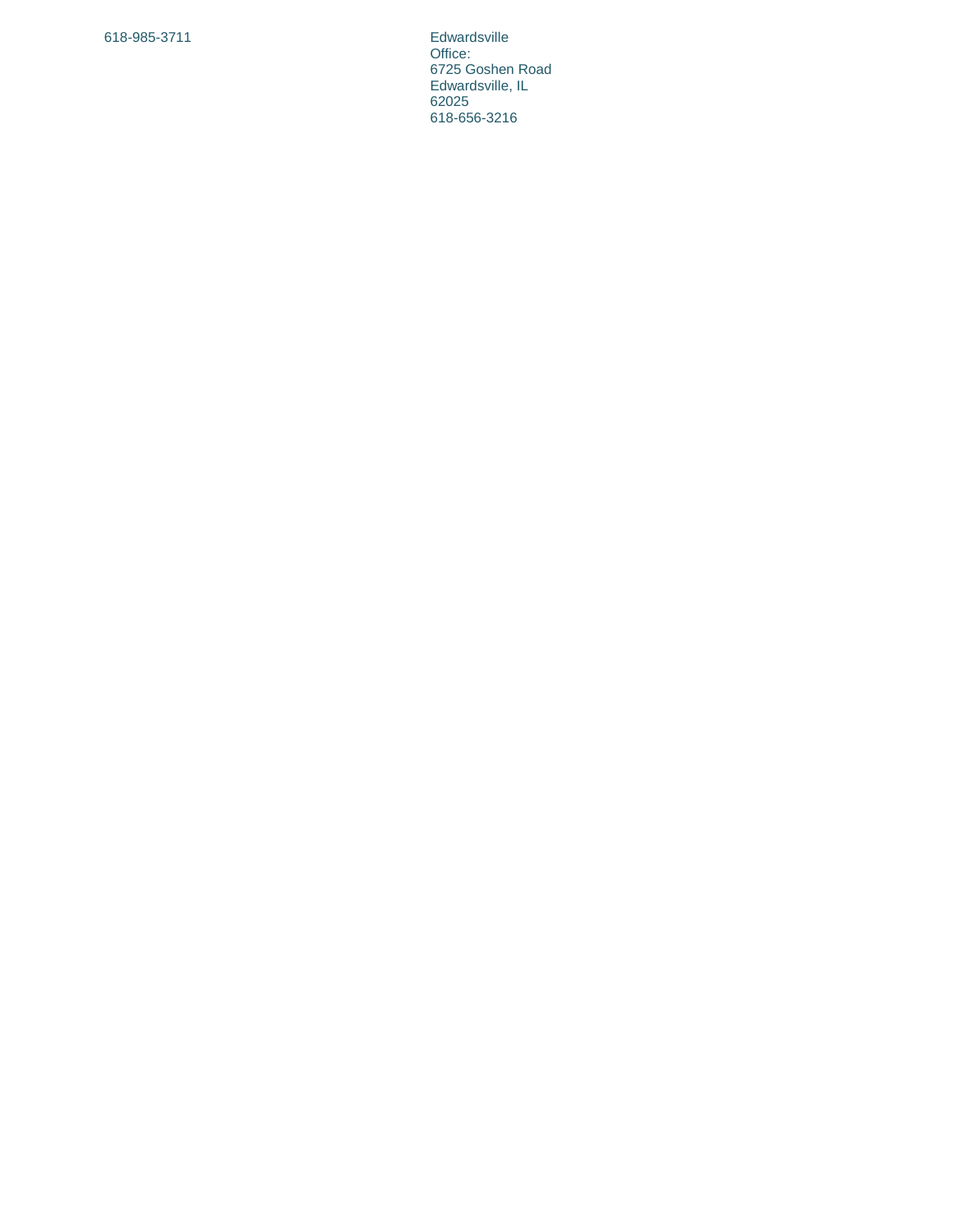618-985-3711

Edwardsville
Office:
6725 Goshen Road
Edwardsville, IL
62025
618-656-3216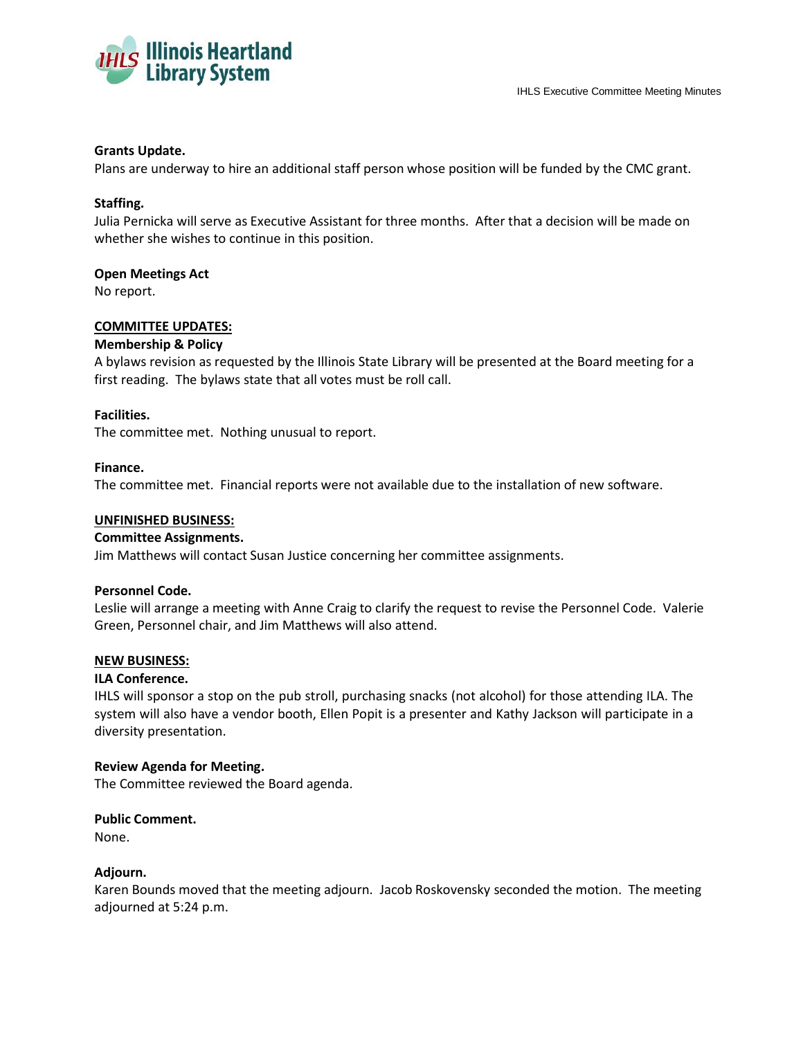**Grants Update.**
Plans are underway to hire an additional staff person whose position will be funded by the CMC grant.

**Staffing.**
Julia Pernicka will serve as Executive Assistant for three months. After that a decision will be made on whether she wishes to continue in this position.

**Open Meetings Act**
No report.

## COMMITTEE UPDATES:

**Membership & Policy**
A bylaws revision as requested by the Illinois State Library will be presented at the Board meeting for a first reading. The bylaws state that all votes must be roll call.

**Facilities.**
The committee met. Nothing unusual to report.

**Finance.**
The committee met. Financial reports were not available due to the installation of new software.

## UNFINISHED BUSINESS:

**Committee Assignments.**
Jim Matthews will contact Susan Justice concerning her committee assignments.

**Personnel Code.**
Leslie will arrange a meeting with Anne Craig to clarify the request to revise the Personnel Code. Valerie Green, Personnel chair, and Jim Matthews will also attend.

## NEW BUSINESS:

**ILA Conference.**
IHLS will sponsor a stop on the pub stroll, purchasing snacks (not alcohol) for those attending ILA. The system will also have a vendor booth, Ellen Popit is a presenter and Kathy Jackson will participate in a diversity presentation.

**Review Agenda for Meeting.**
The Committee reviewed the Board agenda.

**Public Comment.**
None.

**Adjourn.**
Karen Bounds moved that the meeting adjourn. Jacob Roskovensky seconded the motion. The meeting adjourned at 5:24 p.m.